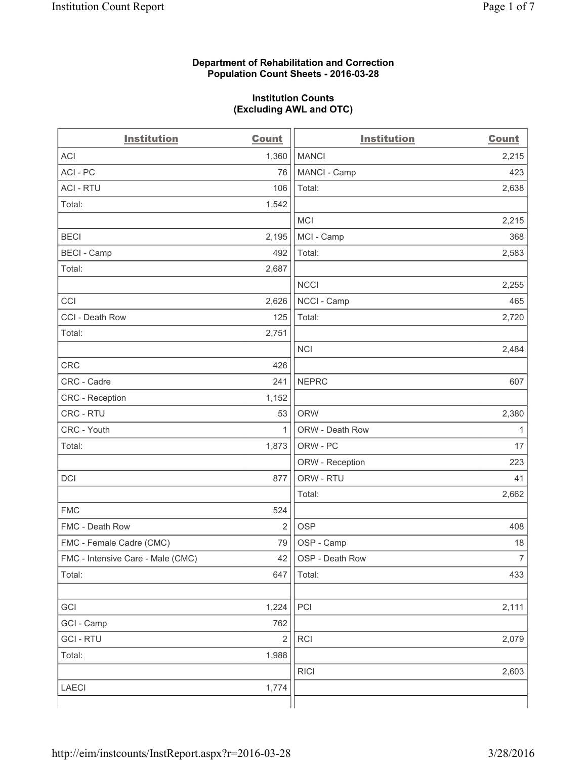**Department of Rehabilitation and Correction**
**Population Count Sheets - 2016-03-28**

**Institution Counts**
**(Excluding AWL and OTC)**

| Institution | Count | Institution | Count |
|---|---|---|---|
| ACI | 1,360 | MANCI | 2,215 |
| ACI - PC | 76 | MANCI - Camp | 423 |
| ACI - RTU | 106 | Total: | 2,638 |
| Total: | 1,542 | | |
| | | MCI | 2,215 |
| BECI | 2,195 | MCI - Camp | 368 |
| BECI - Camp | 492 | Total: | 2,583 |
| Total: | 2,687 | | |
| | | NCCI | 2,255 |
| CCI | 2,626 | NCCI - Camp | 465 |
| CCI - Death Row | 125 | Total: | 2,720 |
| Total: | 2,751 | | |
| | | NCI | 2,484 |
| CRC | 426 | | |
| CRC - Cadre | 241 | NEPRC | 607 |
| CRC - Reception | 1,152 | | |
| CRC - RTU | 53 | ORW | 2,380 |
| CRC - Youth | 1 | ORW - Death Row | 1 |
| Total: | 1,873 | ORW - PC | 17 |
| | | ORW - Reception | 223 |
| DCI | 877 | ORW - RTU | 41 |
| | | Total: | 2,662 |
| FMC | 524 | | |
| FMC - Death Row | 2 | OSP | 408 |
| FMC - Female Cadre (CMC) | 79 | OSP - Camp | 18 |
| FMC - Intensive Care - Male (CMC) | 42 | OSP - Death Row | 7 |
| Total: | 647 | Total: | 433 |
| | | | |
| GCI | 1,224 | PCI | 2,111 |
| GCI - Camp | 762 | | |
| GCI - RTU | 2 | RCI | 2,079 |
| Total: | 1,988 | | |
| | | RICI | 2,603 |
| LAECI | 1,774 | | |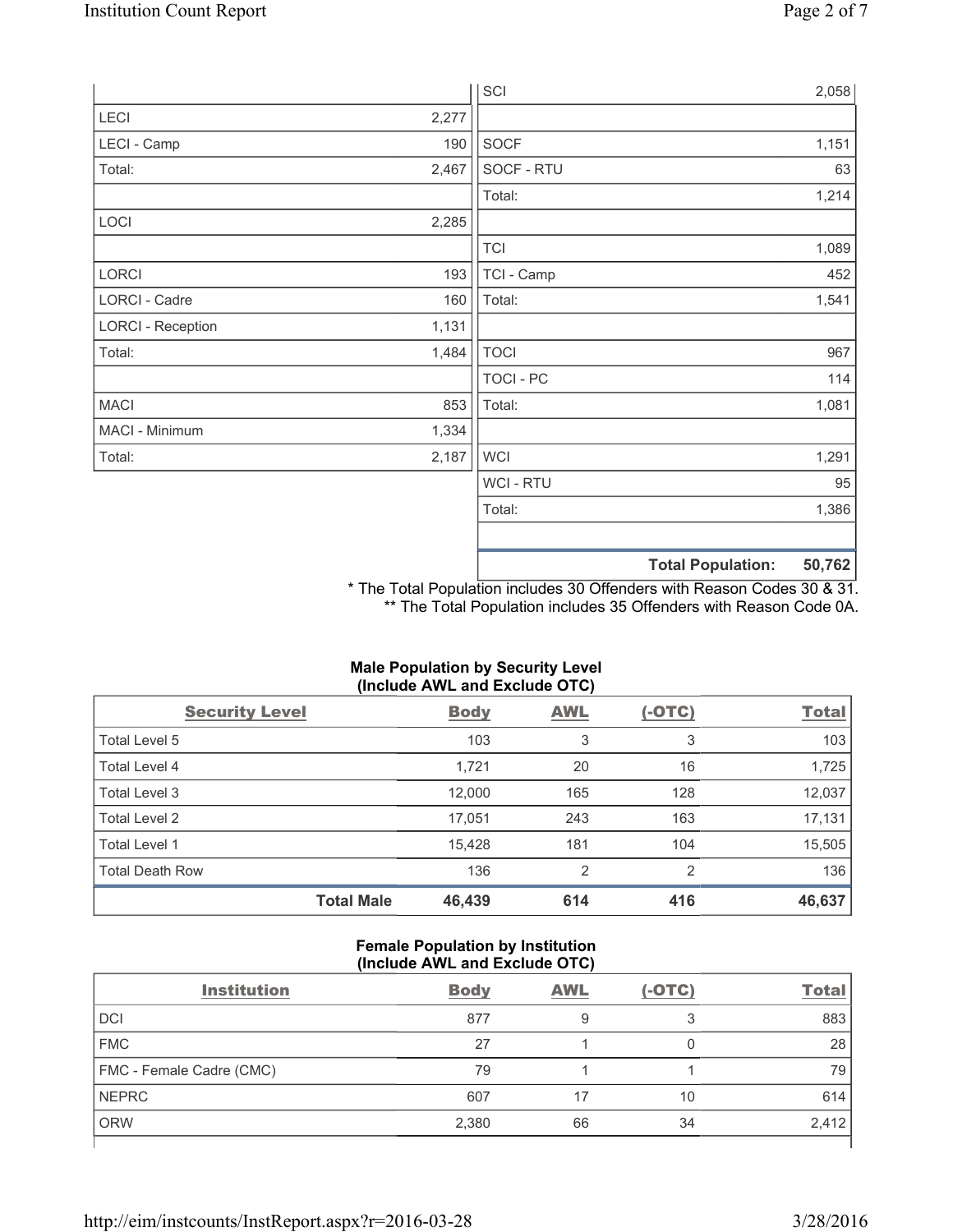| | |
|---|---|
| LECI | 2,277 |
| LECI - Camp | 190 |
| Total: | 2,467 |
| | |
| LOCI | 2,285 |
| | |
| LORCI | 193 |
| LORCI - Cadre | 160 |
| LORCI - Reception | 1,131 |
| Total: | 1,484 |
| | |
| MACI | 853 |
| MACI - Minimum | 1,334 |
| Total: | 2,187 |

| | |
|---|---|
| SCI | 2,058 |
| | |
| SOCF | 1,151 |
| SOCF - RTU | 63 |
| Total: | 1,214 |
| | |
| TCI | 1,089 |
| TCI - Camp | 452 |
| Total: | 1,541 |
| | |
| TOCI | 967 |
| TOCI - PC | 114 |
| Total: | 1,081 |
| | |
| WCI | 1,291 |
| WCI - RTU | 95 |
| Total: | 1,386 |
| | |
| **Total Population:** | **50,762** |

* The Total Population includes 30 Offenders with Reason Codes 30 & 31.
** The Total Population includes 35 Offenders with Reason Code 0A.

**Male Population by Security Level (Include AWL and Exclude OTC)**

| Security Level | Body | AWL | (-OTC) | Total |
|---|---|---|---|---|
| Total Level 5 | 103 | 3 | 3 | 103 |
| Total Level 4 | 1,721 | 20 | 16 | 1,725 |
| Total Level 3 | 12,000 | 165 | 128 | 12,037 |
| Total Level 2 | 17,051 | 243 | 163 | 17,131 |
| Total Level 1 | 15,428 | 181 | 104 | 15,505 |
| Total Death Row | 136 | 2 | 2 | 136 |
| **Total Male** | **46,439** | **614** | **416** | **46,637** |

**Female Population by Institution (Include AWL and Exclude OTC)**

| Institution | Body | AWL | (-OTC) | Total |
|---|---|---|---|---|
| DCI | 877 | 9 | 3 | 883 |
| FMC | 27 | 1 | 0 | 28 |
| FMC - Female Cadre (CMC) | 79 | 1 | 1 | 79 |
| NEPRC | 607 | 17 | 10 | 614 |
| ORW | 2,380 | 66 | 34 | 2,412 |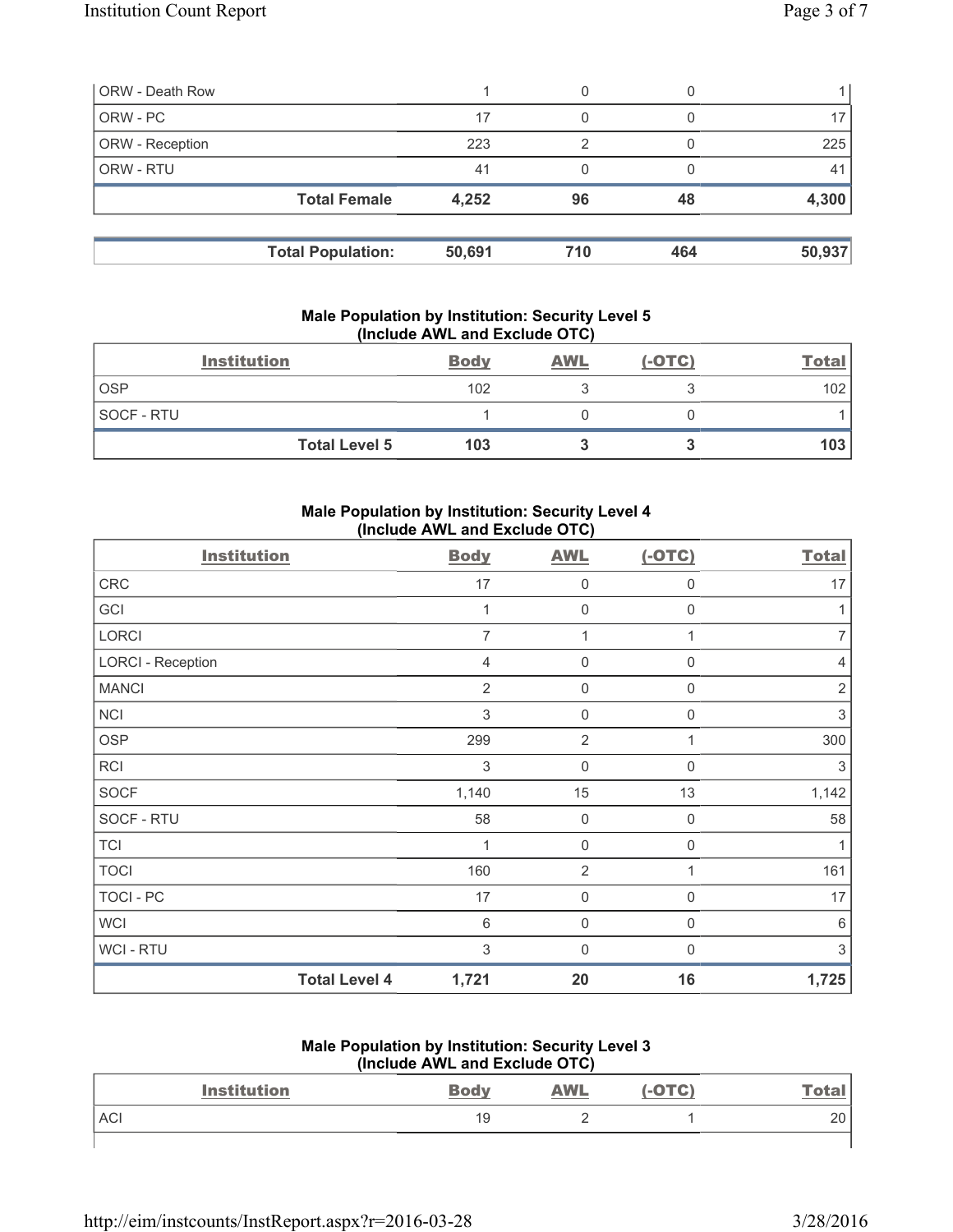| ORW - Death Row | 1 | 0 | 0 | 1 |
|---|---|---|---|---|
| ORW - PC | 17 | 0 | 0 | 17 |
| ORW - Reception | 223 | 2 | 0 | 225 |
| ORW - RTU | 41 | 0 | 0 | 41 |
| **Total Female** | **4,252** | **96** | **48** | **4,300** |

| **Total Population:** | **50,691** | **710** | **464** | **50,937** |
|---|---|---|---|---|

## Male Population by Institution: Security Level 5 (Include AWL and Exclude OTC)

| Institution | Body | AWL | (-OTC) | Total |
|---|---|---|---|---|
| OSP | 102 | 3 | 3 | 102 |
| SOCF - RTU | 1 | 0 | 0 | 1 |
| **Total Level 5** | **103** | **3** | **3** | **103** |

## Male Population by Institution: Security Level 4 (Include AWL and Exclude OTC)

| Institution | Body | AWL | (-OTC) | Total |
|---|---|---|---|---|
| CRC | 17 | 0 | 0 | 17 |
| GCI | 1 | 0 | 0 | 1 |
| LORCI | 7 | 1 | 1 | 7 |
| LORCI - Reception | 4 | 0 | 0 | 4 |
| MANCI | 2 | 0 | 0 | 2 |
| NCI | 3 | 0 | 0 | 3 |
| OSP | 299 | 2 | 1 | 300 |
| RCI | 3 | 0 | 0 | 3 |
| SOCF | 1,140 | 15 | 13 | 1,142 |
| SOCF - RTU | 58 | 0 | 0 | 58 |
| TCI | 1 | 0 | 0 | 1 |
| TOCI | 160 | 2 | 1 | 161 |
| TOCI - PC | 17 | 0 | 0 | 17 |
| WCI | 6 | 0 | 0 | 6 |
| WCI - RTU | 3 | 0 | 0 | 3 |
| **Total Level 4** | **1,721** | **20** | **16** | **1,725** |

## Male Population by Institution: Security Level 3 (Include AWL and Exclude OTC)

| Institution | Body | AWL | (-OTC) | Total |
|---|---|---|---|---|
| ACI | 19 | 2 | 1 | 20 |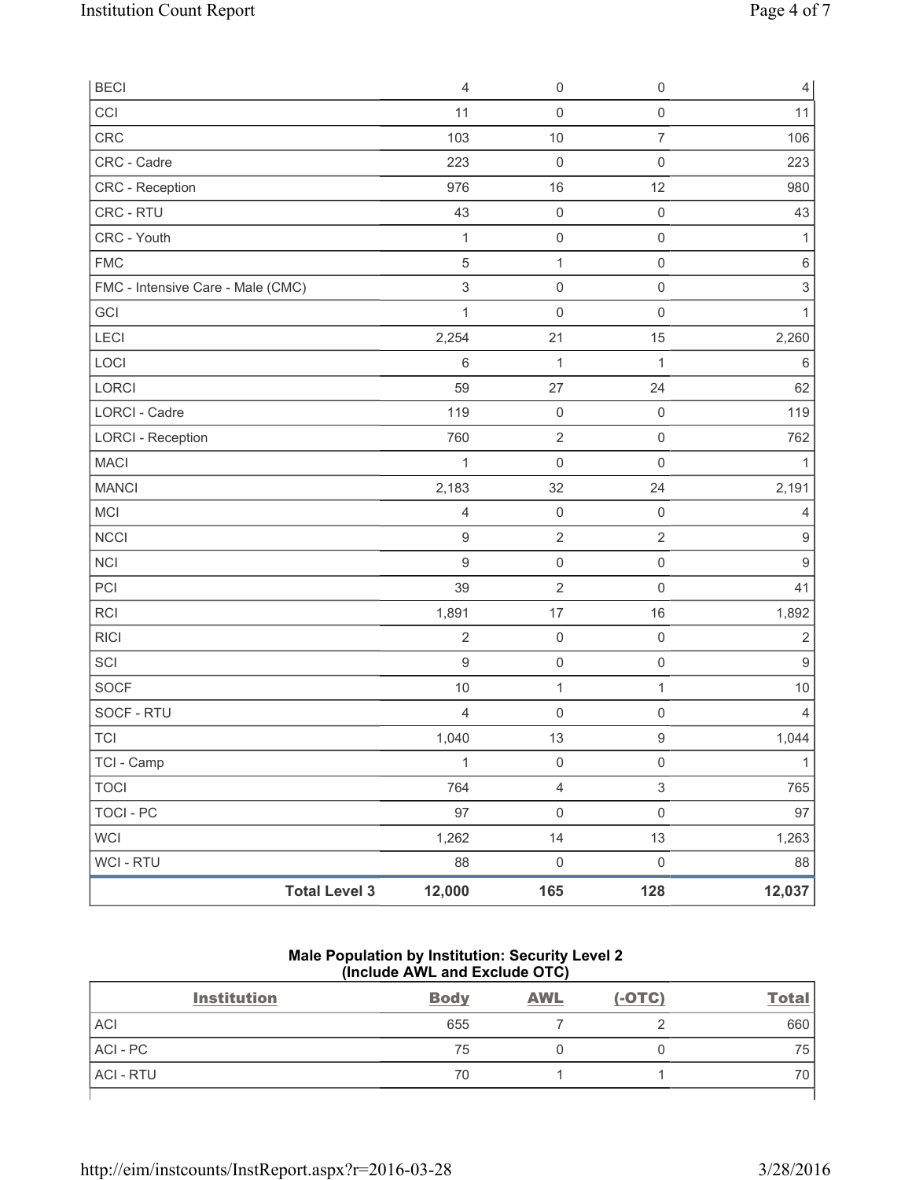| | | | |
|---|---|---|---|
| BECI | 4 | 0 | 0 | 4 |
| CCI | 11 | 0 | 0 | 11 |
| CRC | 103 | 10 | 7 | 106 |
| CRC - Cadre | 223 | 0 | 0 | 223 |
| CRC - Reception | 976 | 16 | 12 | 980 |
| CRC - RTU | 43 | 0 | 0 | 43 |
| CRC - Youth | 1 | 0 | 0 | 1 |
| FMC | 5 | 1 | 0 | 6 |
| FMC - Intensive Care - Male (CMC) | 3 | 0 | 0 | 3 |
| GCI | 1 | 0 | 0 | 1 |
| LECI | 2,254 | 21 | 15 | 2,260 |
| LOCI | 6 | 1 | 1 | 6 |
| LORCI | 59 | 27 | 24 | 62 |
| LORCI - Cadre | 119 | 0 | 0 | 119 |
| LORCI - Reception | 760 | 2 | 0 | 762 |
| MACI | 1 | 0 | 0 | 1 |
| MANCI | 2,183 | 32 | 24 | 2,191 |
| MCI | 4 | 0 | 0 | 4 |
| NCCI | 9 | 2 | 2 | 9 |
| NCI | 9 | 0 | 0 | 9 |
| PCI | 39 | 2 | 0 | 41 |
| RCI | 1,891 | 17 | 16 | 1,892 |
| RICI | 2 | 0 | 0 | 2 |
| SCI | 9 | 0 | 0 | 9 |
| SOCF | 10 | 1 | 1 | 10 |
| SOCF - RTU | 4 | 0 | 0 | 4 |
| TCI | 1,040 | 13 | 9 | 1,044 |
| TCI - Camp | 1 | 0 | 0 | 1 |
| TOCI | 764 | 4 | 3 | 765 |
| TOCI - PC | 97 | 0 | 0 | 97 |
| WCI | 1,262 | 14 | 13 | 1,263 |
| WCI - RTU | 88 | 0 | 0 | 88 |
| **Total Level 3** | **12,000** | **165** | **128** | **12,037** |

**Male Population by Institution: Security Level 2 (Include AWL and Exclude OTC)**

| Institution | Body | AWL | (-OTC) | Total |
|---|---|---|---|---|
| ACI | 655 | 7 | 2 | 660 |
| ACI - PC | 75 | 0 | 0 | 75 |
| ACI - RTU | 70 | 1 | 1 | 70 |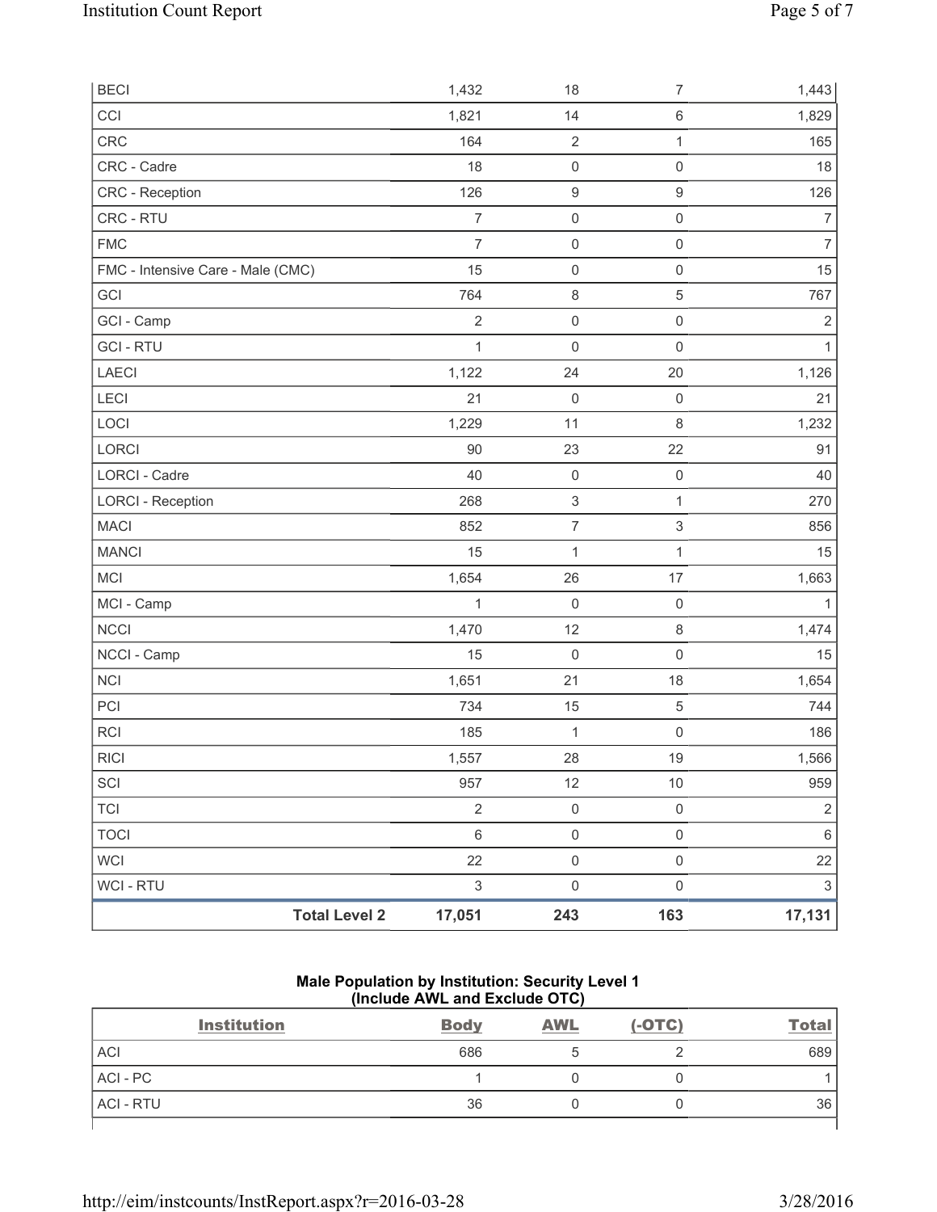| | | | | |
|---|---|---|---|---|
| BECI | 1,432 | 18 | 7 | 1,443 |
| CCI | 1,821 | 14 | 6 | 1,829 |
| CRC | 164 | 2 | 1 | 165 |
| CRC - Cadre | 18 | 0 | 0 | 18 |
| CRC - Reception | 126 | 9 | 9 | 126 |
| CRC - RTU | 7 | 0 | 0 | 7 |
| FMC | 7 | 0 | 0 | 7 |
| FMC - Intensive Care - Male (CMC) | 15 | 0 | 0 | 15 |
| GCI | 764 | 8 | 5 | 767 |
| GCI - Camp | 2 | 0 | 0 | 2 |
| GCI - RTU | 1 | 0 | 0 | 1 |
| LAECI | 1,122 | 24 | 20 | 1,126 |
| LECI | 21 | 0 | 0 | 21 |
| LOCI | 1,229 | 11 | 8 | 1,232 |
| LORCI | 90 | 23 | 22 | 91 |
| LORCI - Cadre | 40 | 0 | 0 | 40 |
| LORCI - Reception | 268 | 3 | 1 | 270 |
| MACI | 852 | 7 | 3 | 856 |
| MANCI | 15 | 1 | 1 | 15 |
| MCI | 1,654 | 26 | 17 | 1,663 |
| MCI - Camp | 1 | 0 | 0 | 1 |
| NCCI | 1,470 | 12 | 8 | 1,474 |
| NCCI - Camp | 15 | 0 | 0 | 15 |
| NCI | 1,651 | 21 | 18 | 1,654 |
| PCI | 734 | 15 | 5 | 744 |
| RCI | 185 | 1 | 0 | 186 |
| RICI | 1,557 | 28 | 19 | 1,566 |
| SCI | 957 | 12 | 10 | 959 |
| TCI | 2 | 0 | 0 | 2 |
| TOCI | 6 | 0 | 0 | 6 |
| WCI | 22 | 0 | 0 | 22 |
| WCI - RTU | 3 | 0 | 0 | 3 |
| **Total Level 2** | **17,051** | **243** | **163** | **17,131** |

**Male Population by Institution: Security Level 1 (Include AWL and Exclude OTC)**

| Institution | Body | AWL | (-OTC) | Total |
|---|---|---|---|---|
| ACI | 686 | 5 | 2 | 689 |
| ACI - PC | 1 | 0 | 0 | 1 |
| ACI - RTU | 36 | 0 | 0 | 36 |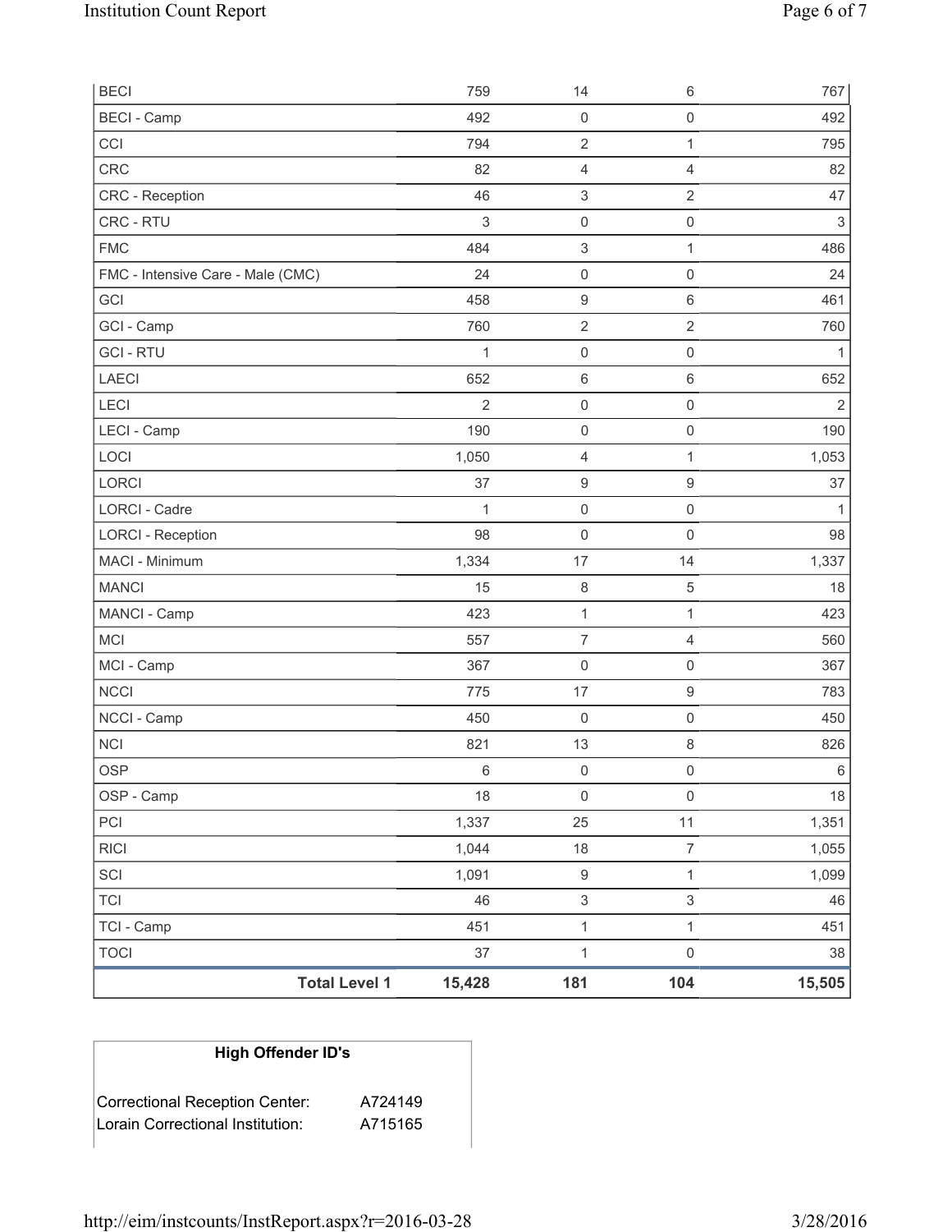| | | | | |
|---|---|---|---|---|
| BECI | 759 | 14 | 6 | 767 |
| BECI - Camp | 492 | 0 | 0 | 492 |
| CCI | 794 | 2 | 1 | 795 |
| CRC | 82 | 4 | 4 | 82 |
| CRC - Reception | 46 | 3 | 2 | 47 |
| CRC - RTU | 3 | 0 | 0 | 3 |
| FMC | 484 | 3 | 1 | 486 |
| FMC - Intensive Care - Male (CMC) | 24 | 0 | 0 | 24 |
| GCI | 458 | 9 | 6 | 461 |
| GCI - Camp | 760 | 2 | 2 | 760 |
| GCI - RTU | 1 | 0 | 0 | 1 |
| LAECI | 652 | 6 | 6 | 652 |
| LECI | 2 | 0 | 0 | 2 |
| LECI - Camp | 190 | 0 | 0 | 190 |
| LOCI | 1,050 | 4 | 1 | 1,053 |
| LORCI | 37 | 9 | 9 | 37 |
| LORCI - Cadre | 1 | 0 | 0 | 1 |
| LORCI - Reception | 98 | 0 | 0 | 98 |
| MACI - Minimum | 1,334 | 17 | 14 | 1,337 |
| MANCI | 15 | 8 | 5 | 18 |
| MANCI - Camp | 423 | 1 | 1 | 423 |
| MCI | 557 | 7 | 4 | 560 |
| MCI - Camp | 367 | 0 | 0 | 367 |
| NCCI | 775 | 17 | 9 | 783 |
| NCCI - Camp | 450 | 0 | 0 | 450 |
| NCI | 821 | 13 | 8 | 826 |
| OSP | 6 | 0 | 0 | 6 |
| OSP - Camp | 18 | 0 | 0 | 18 |
| PCI | 1,337 | 25 | 11 | 1,351 |
| RICI | 1,044 | 18 | 7 | 1,055 |
| SCI | 1,091 | 9 | 1 | 1,099 |
| TCI | 46 | 3 | 3 | 46 |
| TCI - Camp | 451 | 1 | 1 | 451 |
| TOCI | 37 | 1 | 0 | 38 |
| **Total Level 1** | **15,428** | **181** | **104** | **15,505** |

| High Offender ID's | |
|---|---|
| Correctional Reception Center: | A724149 |
| Lorain Correctional Institution: | A715165 |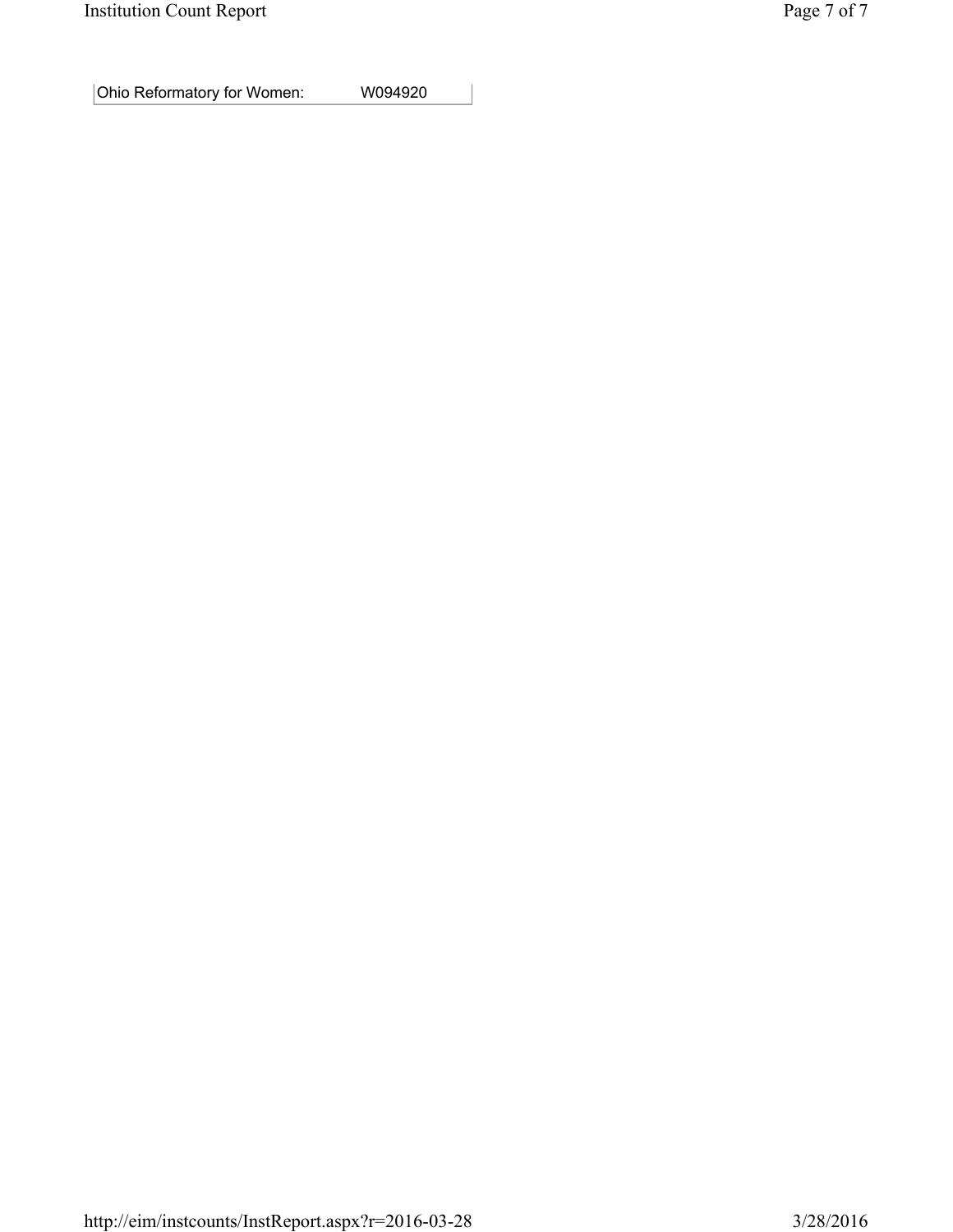| | |
|---|---|
| Ohio Reformatory for Women: | W094920 |